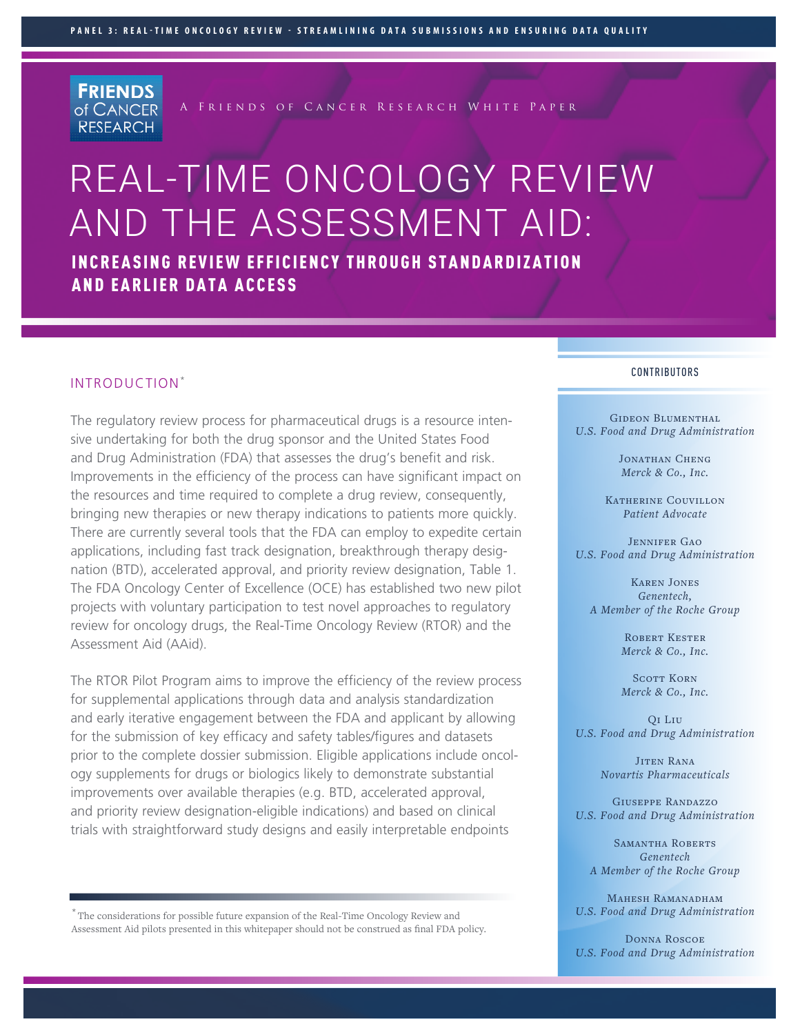A Friends of Cancer Research White Paper

# REAL-TIME ONCOLOGY REVIEW AND THE ASSESSMENT AID:

## INCREASING REVIEW EFFICIENCY THROUGH STANDARDIZATION AND EARLIER DATA ACCESS

### CONTRIBUTORS

Gideon Blumenthal
*U.S. Food and Drug Administration*

Jonathan Cheng
*Merck & Co., Inc.*

Katherine Couvillon
*Patient Advocate*

Jennifer Gao
*U.S. Food and Drug Administration*

Karen Jones
*Genentech, A Member of the Roche Group*

Robert Kester
*Merck & Co., Inc.*

Scott Korn
*Merck & Co., Inc.*

Qi Liu
*U.S. Food and Drug Administration*

Jiten Rana
*Novartis Pharmaceuticals*

Giuseppe Randazzo
*U.S. Food and Drug Administration*

Samantha Roberts
*Genentech A Member of the Roche Group*

Mahesh Ramanadham
*U.S. Food and Drug Administration*

Donna Roscoe
*U.S. Food and Drug Administration*

## INTRODUCTION*

The regulatory review process for pharmaceutical drugs is a resource intensive undertaking for both the drug sponsor and the United States Food and Drug Administration (FDA) that assesses the drug's benefit and risk. Improvements in the efficiency of the process can have significant impact on the resources and time required to complete a drug review, consequently, bringing new therapies or new therapy indications to patients more quickly. There are currently several tools that the FDA can employ to expedite certain applications, including fast track designation, breakthrough therapy designation (BTD), accelerated approval, and priority review designation, Table 1. The FDA Oncology Center of Excellence (OCE) has established two new pilot projects with voluntary participation to test novel approaches to regulatory review for oncology drugs, the Real-Time Oncology Review (RTOR) and the Assessment Aid (AAid).

The RTOR Pilot Program aims to improve the efficiency of the review process for supplemental applications through data and analysis standardization and early iterative engagement between the FDA and applicant by allowing for the submission of key efficacy and safety tables/figures and datasets prior to the complete dossier submission. Eligible applications include oncology supplements for drugs or biologics likely to demonstrate substantial improvements over available therapies (e.g. BTD, accelerated approval, and priority review designation-eligible indications) and based on clinical trials with straightforward study designs and easily interpretable endpoints

*The considerations for possible future expansion of the Real-Time Oncology Review and Assessment Aid pilots presented in this whitepaper should not be construed as final FDA policy.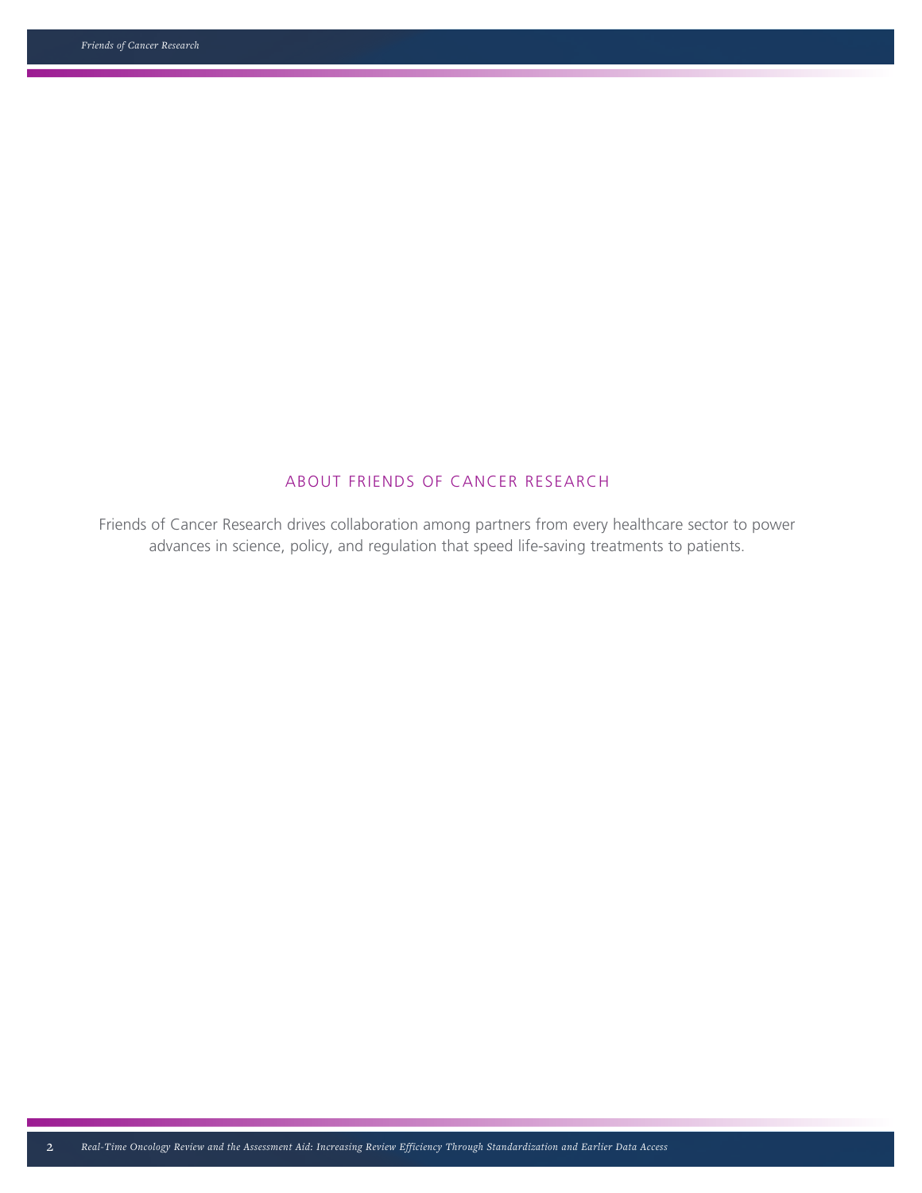## ABOUT FRIENDS OF CANCER RESEARCH

Friends of Cancer Research drives collaboration among partners from every healthcare sector to power advances in science, policy, and regulation that speed life-saving treatments to patients.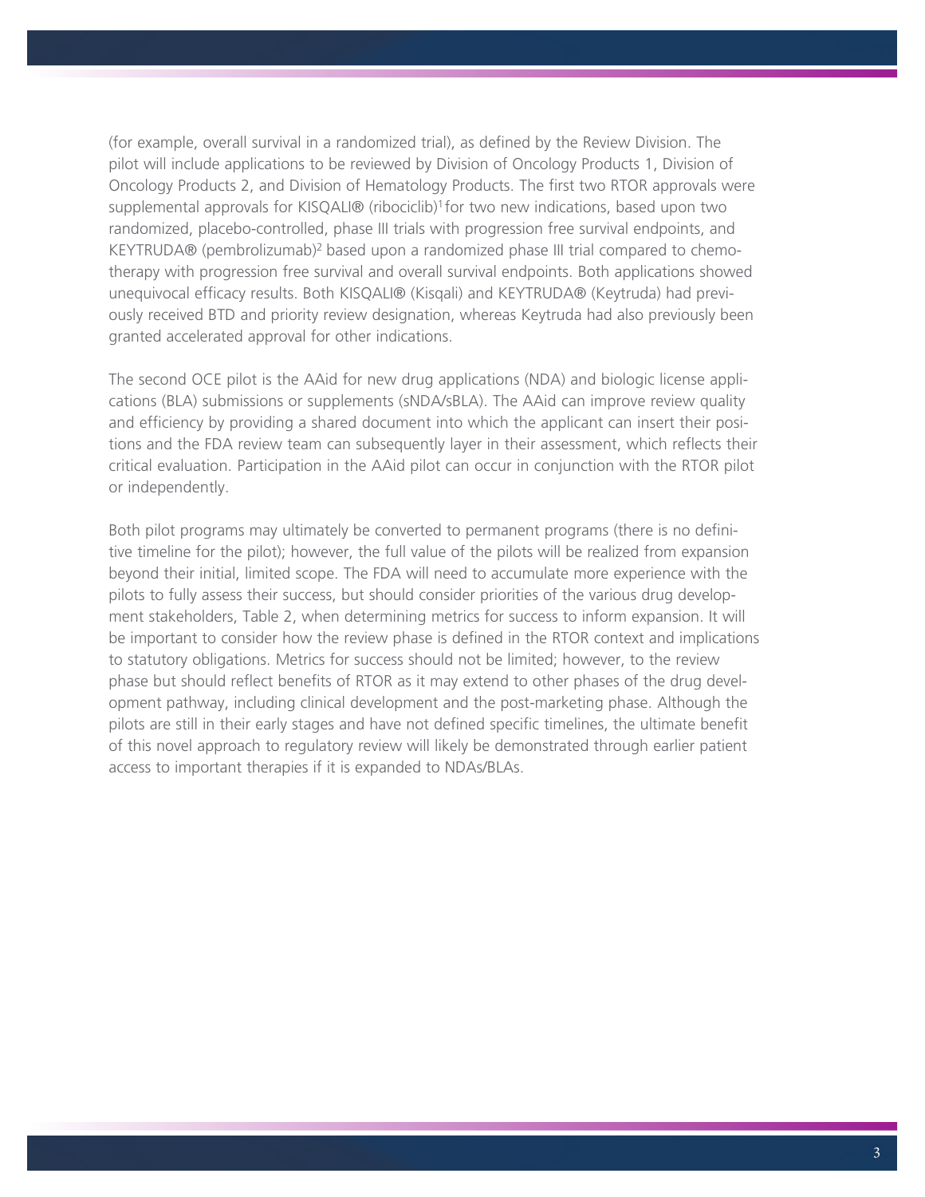(for example, overall survival in a randomized trial), as defined by the Review Division. The pilot will include applications to be reviewed by Division of Oncology Products 1, Division of Oncology Products 2, and Division of Hematology Products. The first two RTOR approvals were supplemental approvals for KISQALI® (ribociclib)[1] for two new indications, based upon two randomized, placebo-controlled, phase III trials with progression free survival endpoints, and KEYTRUDA® (pembrolizumab)[2] based upon a randomized phase III trial compared to chemotherapy with progression free survival and overall survival endpoints. Both applications showed unequivocal efficacy results. Both KISQALI® (Kisqali) and KEYTRUDA® (Keytruda) had previously received BTD and priority review designation, whereas Keytruda had also previously been granted accelerated approval for other indications.

The second OCE pilot is the AAid for new drug applications (NDA) and biologic license applications (BLA) submissions or supplements (sNDA/sBLA). The AAid can improve review quality and efficiency by providing a shared document into which the applicant can insert their positions and the FDA review team can subsequently layer in their assessment, which reflects their critical evaluation. Participation in the AAid pilot can occur in conjunction with the RTOR pilot or independently.

Both pilot programs may ultimately be converted to permanent programs (there is no definitive timeline for the pilot); however, the full value of the pilots will be realized from expansion beyond their initial, limited scope. The FDA will need to accumulate more experience with the pilots to fully assess their success, but should consider priorities of the various drug development stakeholders, Table 2, when determining metrics for success to inform expansion. It will be important to consider how the review phase is defined in the RTOR context and implications to statutory obligations. Metrics for success should not be limited; however, to the review phase but should reflect benefits of RTOR as it may extend to other phases of the drug development pathway, including clinical development and the post-marketing phase. Although the pilots are still in their early stages and have not defined specific timelines, the ultimate benefit of this novel approach to regulatory review will likely be demonstrated through earlier patient access to important therapies if it is expanded to NDAs/BLAs.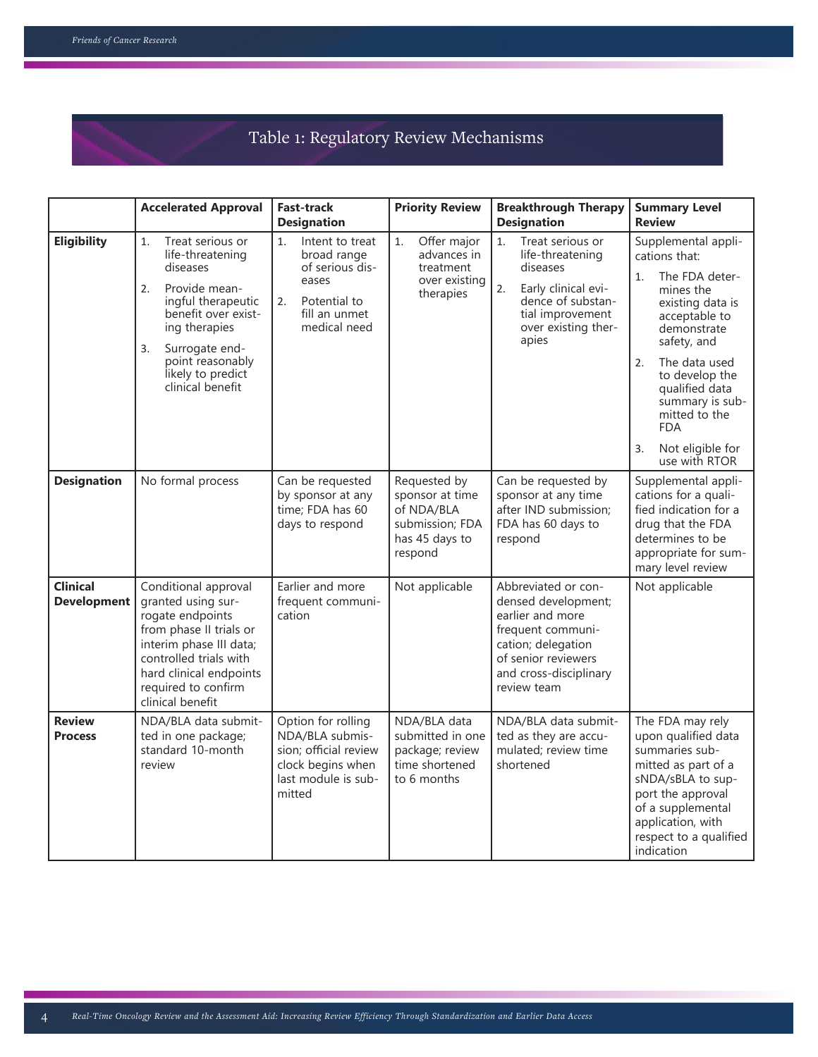## Table 1: Regulatory Review Mechanisms

| | Accelerated Approval | Fast-track Designation | Priority Review | Breakthrough Therapy Designation | Summary Level Review |
|---|---|---|---|---|---|
| **Eligibility** | 1. Treat serious or life-threatening diseases<br>2. Provide meaningful therapeutic benefit over existing therapies<br>3. Surrogate endpoint reasonably likely to predict clinical benefit | 1. Intent to treat broad range of serious diseases<br>2. Potential to fill an unmet medical need | 1. Offer major advances in treatment over existing therapies | 1. Treat serious or life-threatening diseases<br>2. Early clinical evidence of substantial improvement over existing therapies | Supplemental applications that:<br>1. The FDA determines the existing data is acceptable to demonstrate safety, and<br>2. The data used to develop the qualified data summary is submitted to the FDA<br>3. Not eligible for use with RTOR |
| **Designation** | No formal process | Can be requested by sponsor at any time; FDA has 60 days to respond | Requested by sponsor at time of NDA/BLA submission; FDA has 45 days to respond | Can be requested by sponsor at any time after IND submission; FDA has 60 days to respond | Supplemental applications for a qualified indication for a drug that the FDA determines to be appropriate for summary level review |
| **Clinical Development** | Conditional approval granted using surrogate endpoints from phase II trials or interim phase III data; controlled trials with hard clinical endpoints required to confirm clinical benefit | Earlier and more frequent communication | Not applicable | Abbreviated or condensed development; earlier and more frequent communication; delegation of senior reviewers and cross-disciplinary review team | Not applicable |
| **Review Process** | NDA/BLA data submitted in one package; standard 10-month review | Option for rolling NDA/BLA submission; official review clock begins when last module is submitted | NDA/BLA data submitted in one package; review time shortened to 6 months | NDA/BLA data submitted as they are accumulated; review time shortened | The FDA may rely upon qualified data summaries submitted as part of a sNDA/sBLA to support the approval of a supplemental application, with respect to a qualified indication |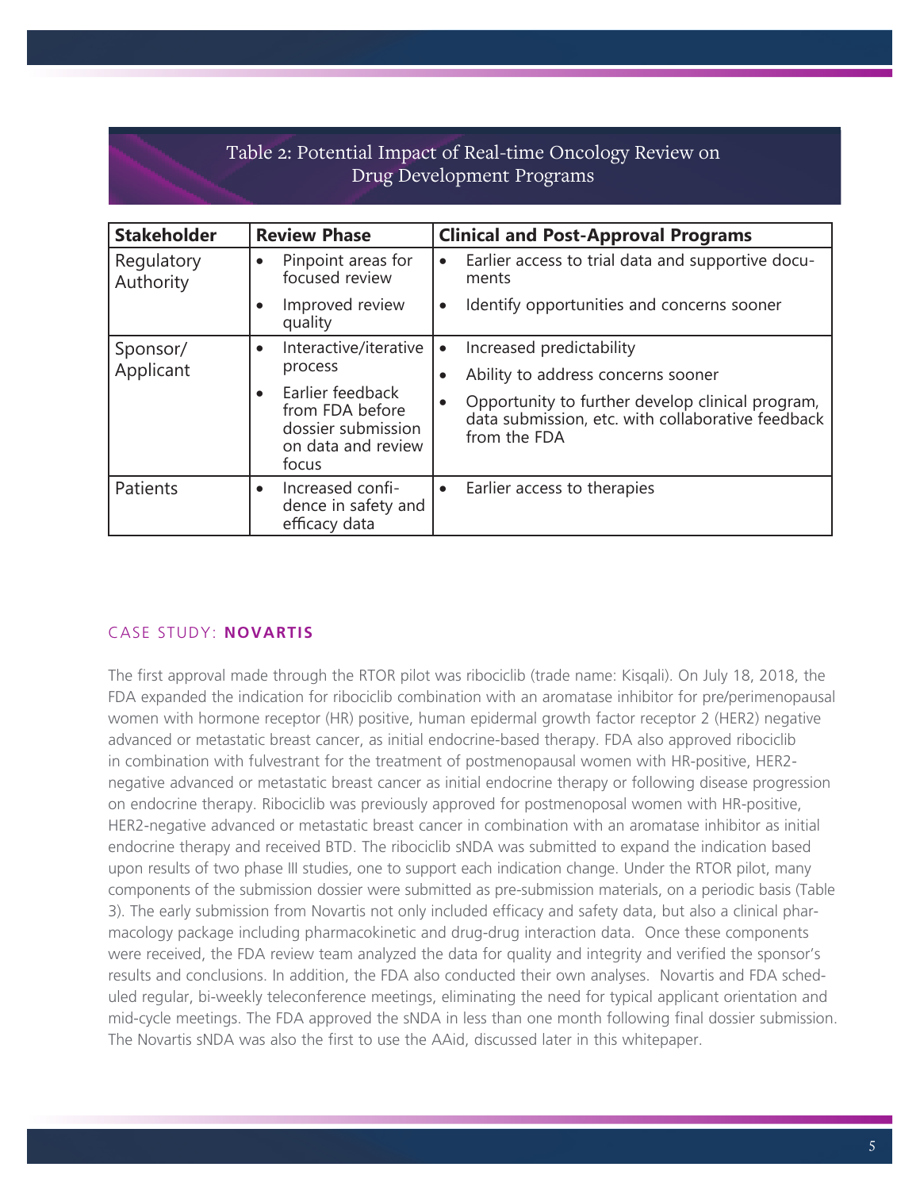## Table 2: Potential Impact of Real-time Oncology Review on Drug Development Programs

| Stakeholder | Review Phase | Clinical and Post-Approval Programs |
|---|---|---|
| Regulatory Authority | • Pinpoint areas for focused review<br>• Improved review quality | • Earlier access to trial data and supportive documents<br>• Identify opportunities and concerns sooner |
| Sponsor/ Applicant | • Interactive/iterative process<br>• Earlier feedback from FDA before dossier submission on data and review focus | • Increased predictability<br>• Ability to address concerns sooner<br>• Opportunity to further develop clinical program, data submission, etc. with collaborative feedback from the FDA |
| Patients | • Increased confidence in safety and efficacy data | • Earlier access to therapies |

### CASE STUDY: **NOVARTIS**

The first approval made through the RTOR pilot was ribociclib (trade name: Kisqali). On July 18, 2018, the FDA expanded the indication for ribociclib combination with an aromatase inhibitor for pre/perimenopausal women with hormone receptor (HR) positive, human epidermal growth factor receptor 2 (HER2) negative advanced or metastatic breast cancer, as initial endocrine-based therapy. FDA also approved ribociclib in combination with fulvestrant for the treatment of postmenopausal women with HR-positive, HER2-negative advanced or metastatic breast cancer as initial endocrine therapy or following disease progression on endocrine therapy. Ribociclib was previously approved for postmenoposal women with HR-positive, HER2-negative advanced or metastatic breast cancer in combination with an aromatase inhibitor as initial endocrine therapy and received BTD. The ribociclib sNDA was submitted to expand the indication based upon results of two phase III studies, one to support each indication change. Under the RTOR pilot, many components of the submission dossier were submitted as pre-submission materials, on a periodic basis (Table 3). The early submission from Novartis not only included efficacy and safety data, but also a clinical pharmacology package including pharmacokinetic and drug-drug interaction data. Once these components were received, the FDA review team analyzed the data for quality and integrity and verified the sponsor's results and conclusions. In addition, the FDA also conducted their own analyses. Novartis and FDA scheduled regular, bi-weekly teleconference meetings, eliminating the need for typical applicant orientation and mid-cycle meetings. The FDA approved the sNDA in less than one month following final dossier submission. The Novartis sNDA was also the first to use the AAid, discussed later in this whitepaper.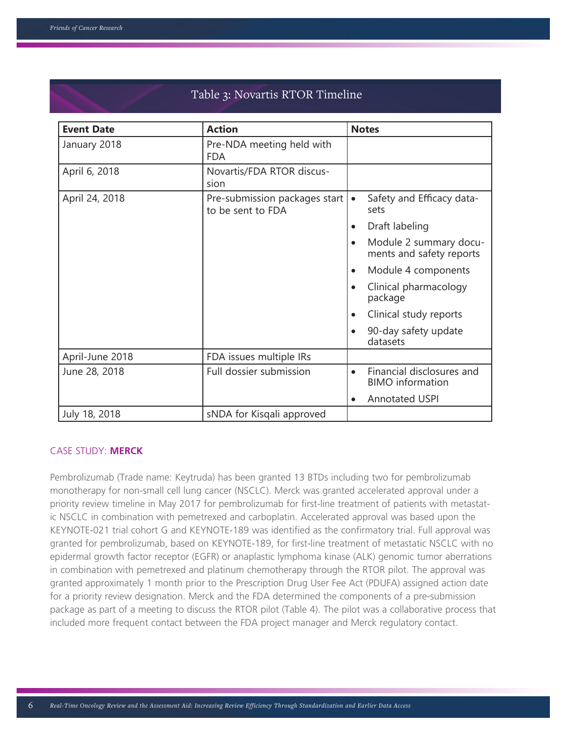## Table 3: Novartis RTOR Timeline

| Event Date | Action | Notes |
|---|---|---|
| January 2018 | Pre-NDA meeting held with FDA | |
| April 6, 2018 | Novartis/FDA RTOR discussion | |
| April 24, 2018 | Pre-submission packages start to be sent to FDA | • Safety and Efficacy datasets<br>• Draft labeling<br>• Module 2 summary documents and safety reports<br>• Module 4 components<br>• Clinical pharmacology package<br>• Clinical study reports<br>• 90-day safety update datasets |
| April-June 2018 | FDA issues multiple IRs | |
| June 28, 2018 | Full dossier submission | • Financial disclosures and BIMO information<br>• Annotated USPI |
| July 18, 2018 | sNDA for Kisqali approved | |

### CASE STUDY: **MERCK**

Pembrolizumab (Trade name: Keytruda) has been granted 13 BTDs including two for pembrolizumab monotherapy for non-small cell lung cancer (NSCLC). Merck was granted accelerated approval under a priority review timeline in May 2017 for pembrolizumab for first-line treatment of patients with metastatic NSCLC in combination with pemetrexed and carboplatin. Accelerated approval was based upon the KEYNOTE-021 trial cohort G and KEYNOTE-189 was identified as the confirmatory trial. Full approval was granted for pembrolizumab, based on KEYNOTE-189, for first-line treatment of metastatic NSCLC with no epidermal growth factor receptor (EGFR) or anaplastic lymphoma kinase (ALK) genomic tumor aberrations in combination with pemetrexed and platinum chemotherapy through the RTOR pilot. The approval was granted approximately 1 month prior to the Prescription Drug User Fee Act (PDUFA) assigned action date for a priority review designation. Merck and the FDA determined the components of a pre-submission package as part of a meeting to discuss the RTOR pilot (Table 4). The pilot was a collaborative process that included more frequent contact between the FDA project manager and Merck regulatory contact.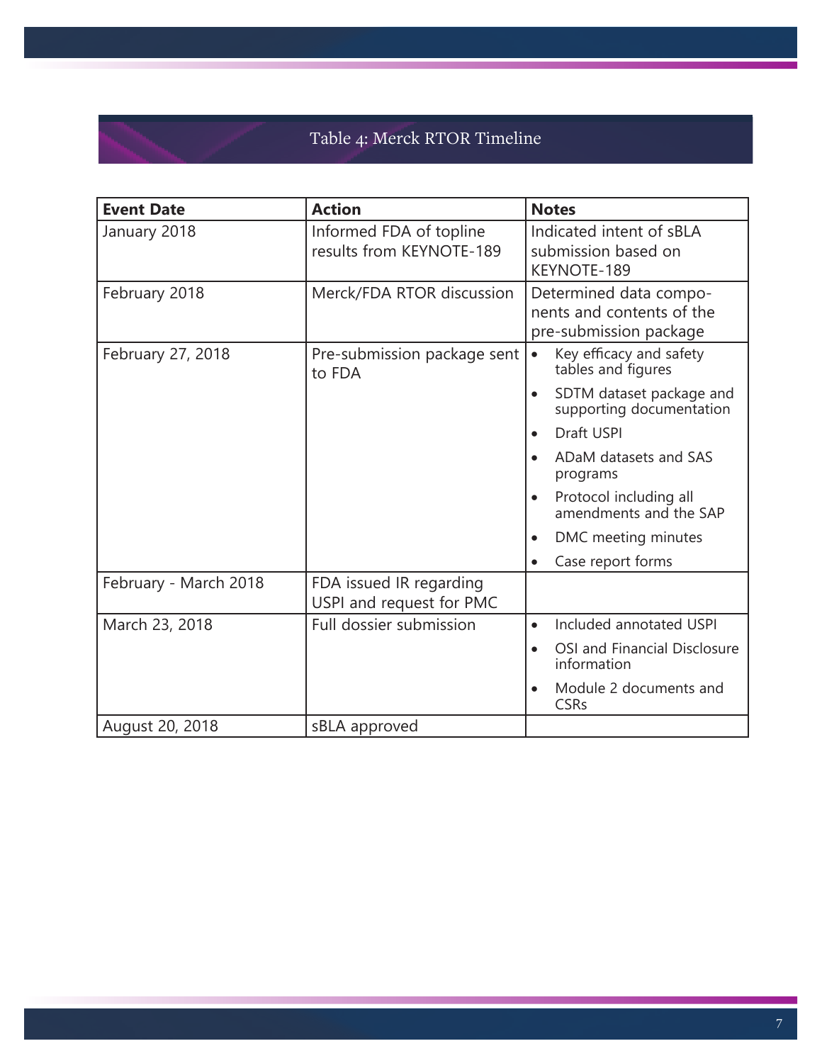## Table 4: Merck RTOR Timeline

| Event Date | Action | Notes |
|---|---|---|
| January 2018 | Informed FDA of topline results from KEYNOTE-189 | Indicated intent of sBLA submission based on KEYNOTE-189 |
| February 2018 | Merck/FDA RTOR discussion | Determined data components and contents of the pre-submission package |
| February 27, 2018 | Pre-submission package sent to FDA | • Key efficacy and safety tables and figures<br>• SDTM dataset package and supporting documentation<br>• Draft USPI<br>• ADaM datasets and SAS programs<br>• Protocol including all amendments and the SAP<br>• DMC meeting minutes<br>• Case report forms |
| February - March 2018 | FDA issued IR regarding USPI and request for PMC | |
| March 23, 2018 | Full dossier submission | • Included annotated USPI<br>• OSI and Financial Disclosure information<br>• Module 2 documents and CSRs |
| August 20, 2018 | sBLA approved | |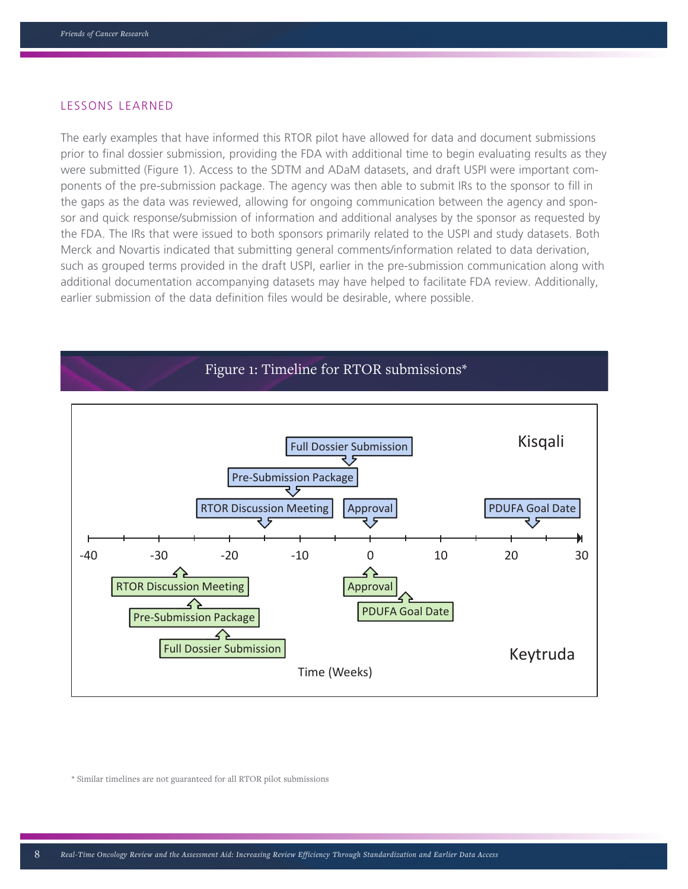## LESSONS LEARNED

The early examples that have informed this RTOR pilot have allowed for data and document submissions prior to final dossier submission, providing the FDA with additional time to begin evaluating results as they were submitted (Figure 1). Access to the SDTM and ADaM datasets, and draft USPI were important components of the pre-submission package. The agency was then able to submit IRs to the sponsor to fill in the gaps as the data was reviewed, allowing for ongoing communication between the agency and sponsor and quick response/submission of information and additional analyses by the sponsor as requested by the FDA. The IRs that were issued to both sponsors primarily related to the USPI and study datasets. Both Merck and Novartis indicated that submitting general comments/information related to data derivation, such as grouped terms provided in the draft USPI, earlier in the pre-submission communication along with additional documentation accompanying datasets may have helped to facilitate FDA review. Additionally, earlier submission of the data definition files would be desirable, where possible.

Figure 1: Timeline for RTOR submissions*

Kisqali: RTOR Discussion Meeting; Pre-Submission Package; Full Dossier Submission; Approval; PDUFA Goal Date

Keytruda: RTOR Discussion Meeting; Pre-Submission Package; Full Dossier Submission; Approval; PDUFA Goal Date

Time (Weeks): -40, -30, -20, -10, 0, 10, 20, 30

\* Similar timelines are not guaranteed for all RTOR pilot submissions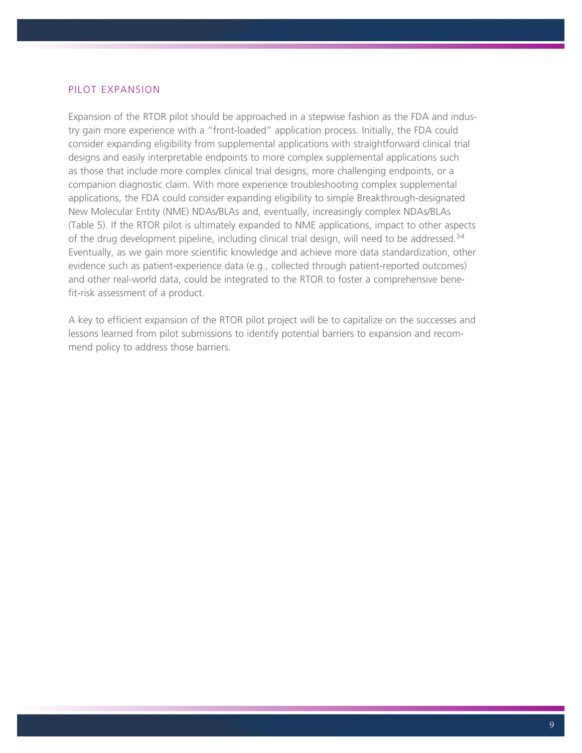## PILOT EXPANSION

Expansion of the RTOR pilot should be approached in a stepwise fashion as the FDA and industry gain more experience with a "front-loaded" application process. Initially, the FDA could consider expanding eligibility from supplemental applications with straightforward clinical trial designs and easily interpretable endpoints to more complex supplemental applications such as those that include more complex clinical trial designs, more challenging endpoints, or a companion diagnostic claim. With more experience troubleshooting complex supplemental applications, the FDA could consider expanding eligibility to simple Breakthrough-designated New Molecular Entity (NME) NDAs/BLAs and, eventually, increasingly complex NDAs/BLAs (Table 5). If the RTOR pilot is ultimately expanded to NME applications, impact to other aspects of the drug development pipeline, including clinical trial design, will need to be addressed.[3-4] Eventually, as we gain more scientific knowledge and achieve more data standardization, other evidence such as patient-experience data (e.g., collected through patient-reported outcomes) and other real-world data, could be integrated to the RTOR to foster a comprehensive benefit-risk assessment of a product.

A key to efficient expansion of the RTOR pilot project will be to capitalize on the successes and lessons learned from pilot submissions to identify potential barriers to expansion and recommend policy to address those barriers.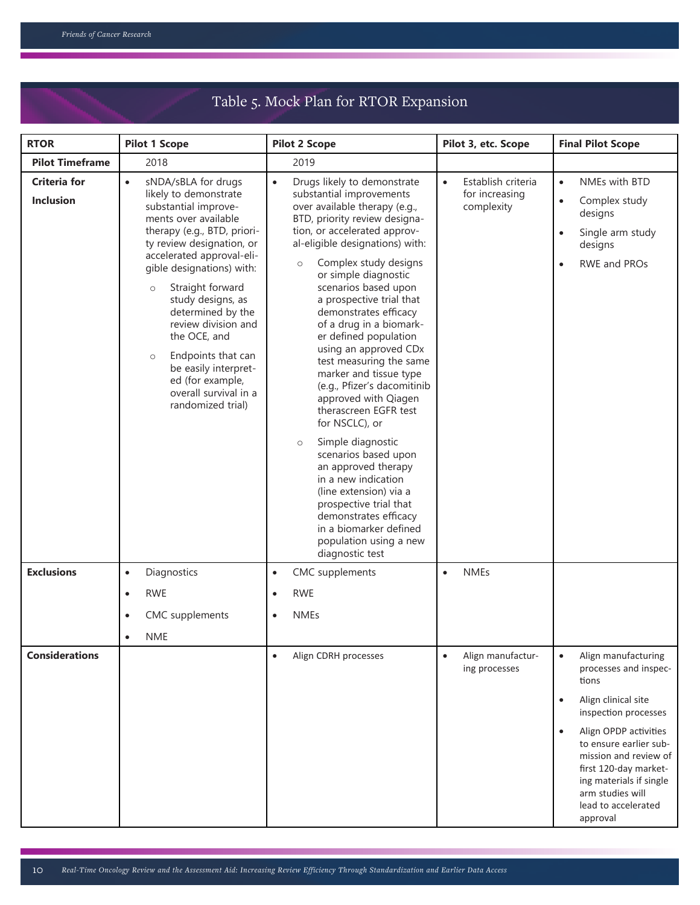## Table 5. Mock Plan for RTOR Expansion

| RTOR | Pilot 1 Scope | Pilot 2 Scope | Pilot 3, etc. Scope | Final Pilot Scope |
|---|---|---|---|---|
| **Pilot Timeframe** | 2018 | 2019 | | |
| **Criteria for Inclusion** | • sNDA/sBLA for drugs likely to demonstrate substantial improvements over available therapy (e.g., BTD, priority review designation, or accelerated approval-eligible designations) with:<br>○ Straight forward study designs, as determined by the review division and the OCE, and<br>○ Endpoints that can be easily interpreted (for example, overall survival in a randomized trial) | • Drugs likely to demonstrate substantial improvements over available therapy (e.g., BTD, priority review designation, or accelerated approval-eligible designations) with:<br>○ Complex study designs or simple diagnostic scenarios based upon a prospective trial that demonstrates efficacy of a drug in a biomarker defined population using an approved CDx test measuring the same marker and tissue type (e.g., Pfizer's dacomitinib approved with Qiagen therascreen EGFR test for NSCLC), or<br>○ Simple diagnostic scenarios based upon an approved therapy in a new indication (line extension) via a prospective trial that demonstrates efficacy in a biomarker defined population using a new diagnostic test | • Establish criteria for increasing complexity | • NMEs with BTD<br>• Complex study designs<br>• Single arm study designs<br>• RWE and PROs |
| **Exclusions** | • Diagnostics<br>• RWE<br>• CMC supplements<br>• NME | • CMC supplements<br>• RWE<br>• NMEs | • NMEs | |
| **Considerations** | | • Align CDRH processes | • Align manufacturing processes | • Align manufacturing processes and inspections<br>• Align clinical site inspection processes<br>• Align OPDP activities to ensure earlier submission and review of first 120-day marketing materials if single arm studies will lead to accelerated approval |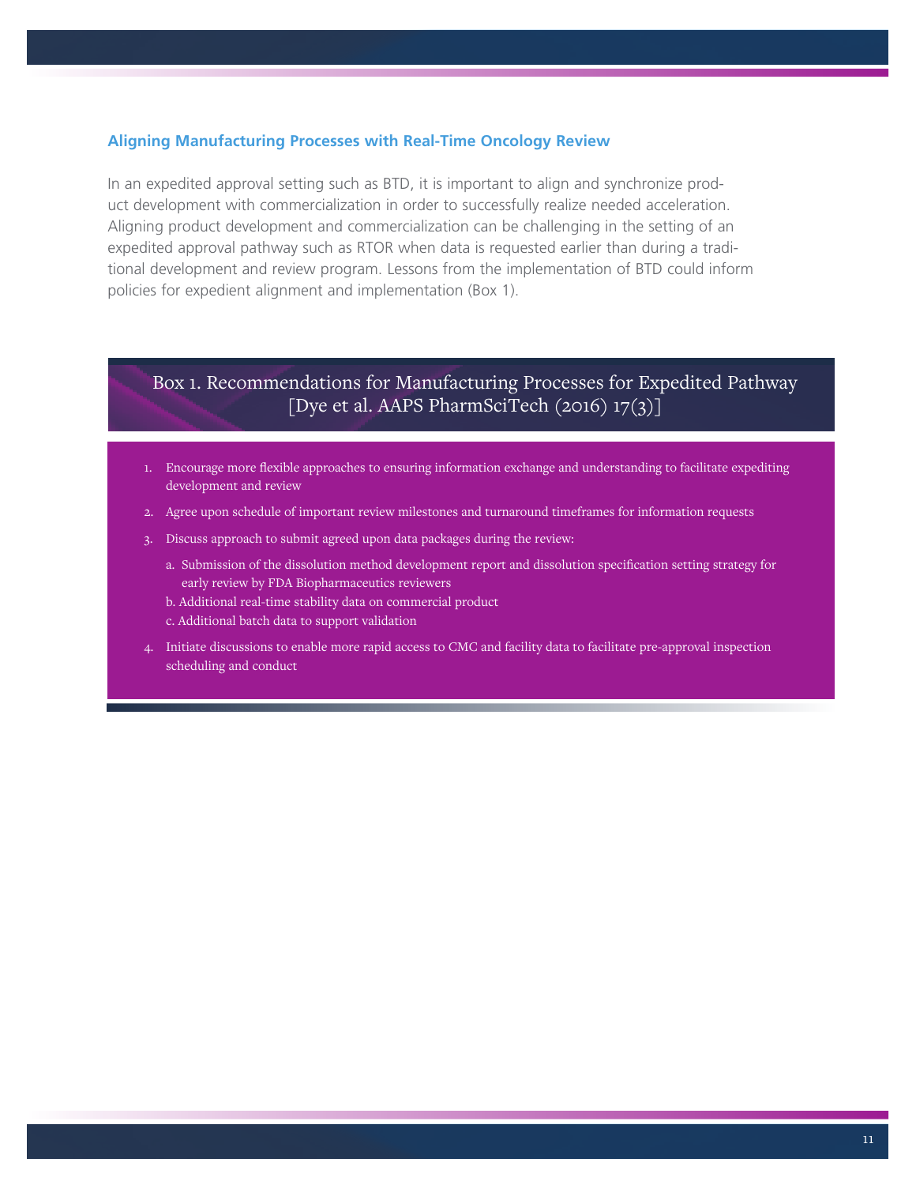### Aligning Manufacturing Processes with Real-Time Oncology Review

In an expedited approval setting such as BTD, it is important to align and synchronize product development with commercialization in order to successfully realize needed acceleration. Aligning product development and commercialization can be challenging in the setting of an expedited approval pathway such as RTOR when data is requested earlier than during a traditional development and review program. Lessons from the implementation of BTD could inform policies for expedient alignment and implementation (Box 1).

#### Box 1. Recommendations for Manufacturing Processes for Expedited Pathway [Dye et al. AAPS PharmSciTech (2016) 17(3)]

1. Encourage more flexible approaches to ensuring information exchange and understanding to facilitate expediting development and review
2. Agree upon schedule of important review milestones and turnaround timeframes for information requests
3. Discuss approach to submit agreed upon data packages during the review:
   a. Submission of the dissolution method development report and dissolution specification setting strategy for early review by FDA Biopharmaceutics reviewers
   b. Additional real-time stability data on commercial product
   c. Additional batch data to support validation
4. Initiate discussions to enable more rapid access to CMC and facility data to facilitate pre-approval inspection scheduling and conduct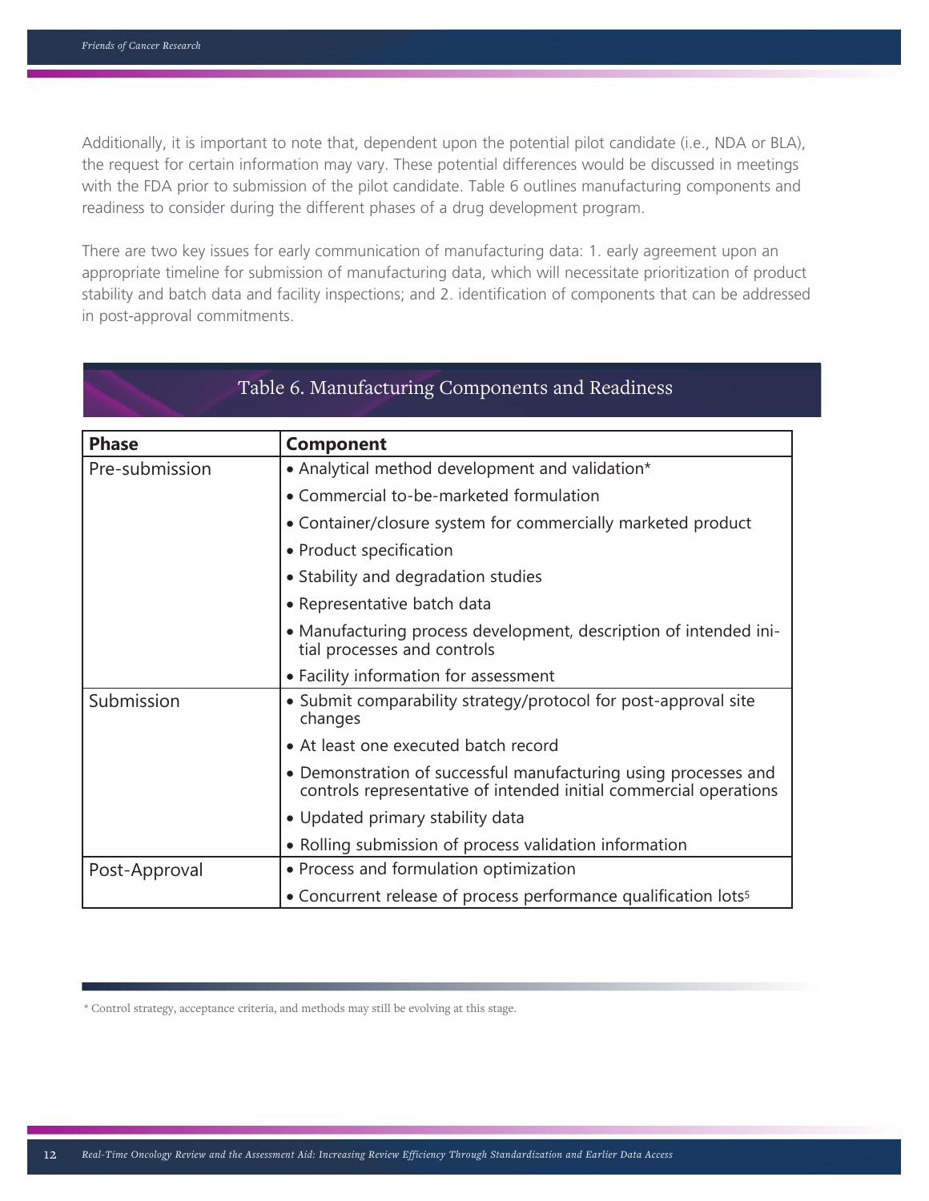Additionally, it is important to note that, dependent upon the potential pilot candidate (i.e., NDA or BLA), the request for certain information may vary. These potential differences would be discussed in meetings with the FDA prior to submission of the pilot candidate. Table 6 outlines manufacturing components and readiness to consider during the different phases of a drug development program.

There are two key issues for early communication of manufacturing data: 1. early agreement upon an appropriate timeline for submission of manufacturing data, which will necessitate prioritization of product stability and batch data and facility inspections; and 2. identification of components that can be addressed in post-approval commitments.

**Table 6. Manufacturing Components and Readiness**

| Phase | Component |
|---|---|
| Pre-submission | • Analytical method development and validation* |
| | • Commercial to-be-marketed formulation |
| | • Container/closure system for commercially marketed product |
| | • Product specification |
| | • Stability and degradation studies |
| | • Representative batch data |
| | • Manufacturing process development, description of intended initial processes and controls |
| | • Facility information for assessment |
| Submission | • Submit comparability strategy/protocol for post-approval site changes |
| | • At least one executed batch record |
| | • Demonstration of successful manufacturing using processes and controls representative of intended initial commercial operations |
| | • Updated primary stability data |
| | • Rolling submission of process validation information |
| Post-Approval | • Process and formulation optimization |
| | • Concurrent release of process performance qualification lots[5] |

\* Control strategy, acceptance criteria, and methods may still be evolving at this stage.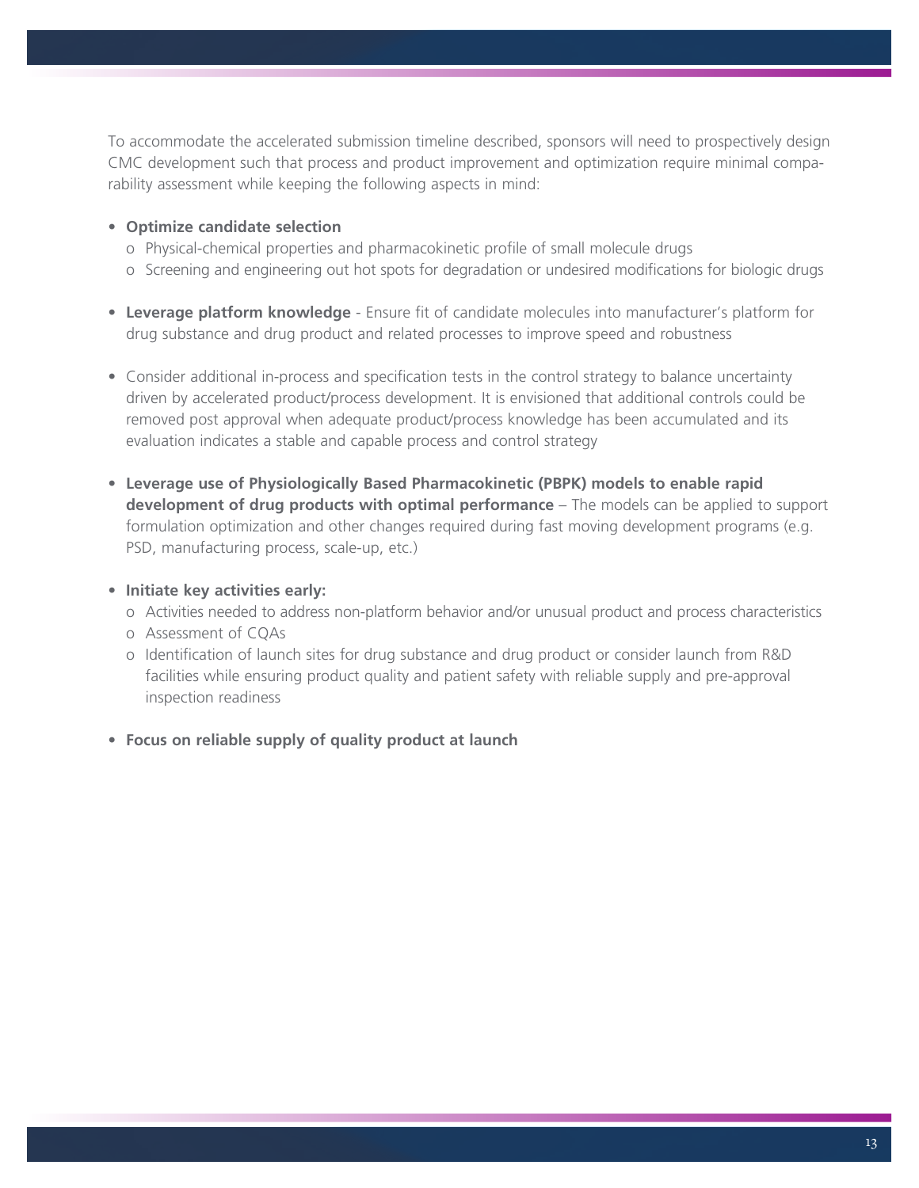To accommodate the accelerated submission timeline described, sponsors will need to prospectively design CMC development such that process and product improvement and optimization require minimal comparability assessment while keeping the following aspects in mind:

- **Optimize candidate selection**
  - Physical-chemical properties and pharmacokinetic profile of small molecule drugs
  - Screening and engineering out hot spots for degradation or undesired modifications for biologic drugs

- **Leverage platform knowledge** - Ensure fit of candidate molecules into manufacturer's platform for drug substance and drug product and related processes to improve speed and robustness

- Consider additional in-process and specification tests in the control strategy to balance uncertainty driven by accelerated product/process development. It is envisioned that additional controls could be removed post approval when adequate product/process knowledge has been accumulated and its evaluation indicates a stable and capable process and control strategy

- **Leverage use of Physiologically Based Pharmacokinetic (PBPK) models to enable rapid development of drug products with optimal performance** – The models can be applied to support formulation optimization and other changes required during fast moving development programs (e.g. PSD, manufacturing process, scale-up, etc.)

- **Initiate key activities early:**
  - Activities needed to address non-platform behavior and/or unusual product and process characteristics
  - Assessment of CQAs
  - Identification of launch sites for drug substance and drug product or consider launch from R&D facilities while ensuring product quality and patient safety with reliable supply and pre-approval inspection readiness

- **Focus on reliable supply of quality product at launch**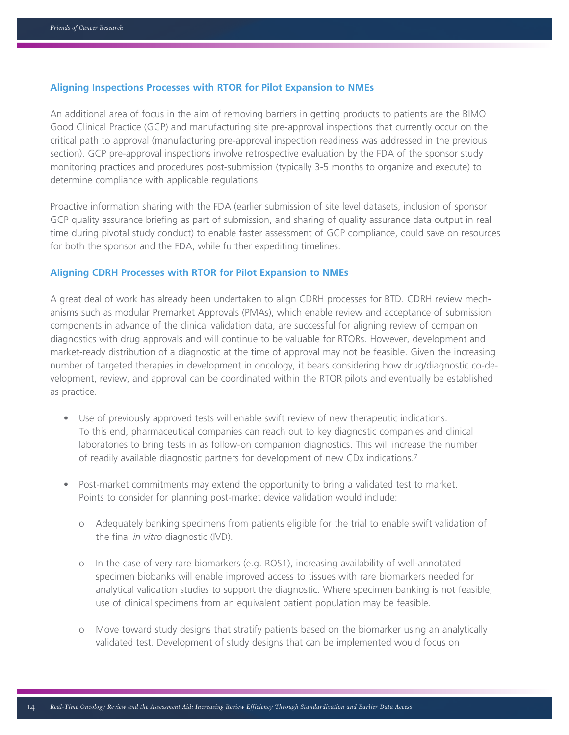### Aligning Inspections Processes with RTOR for Pilot Expansion to NMEs

An additional area of focus in the aim of removing barriers in getting products to patients are the BIMO Good Clinical Practice (GCP) and manufacturing site pre-approval inspections that currently occur on the critical path to approval (manufacturing pre-approval inspection readiness was addressed in the previous section). GCP pre-approval inspections involve retrospective evaluation by the FDA of the sponsor study monitoring practices and procedures post-submission (typically 3-5 months to organize and execute) to determine compliance with applicable regulations.

Proactive information sharing with the FDA (earlier submission of site level datasets, inclusion of sponsor GCP quality assurance briefing as part of submission, and sharing of quality assurance data output in real time during pivotal study conduct) to enable faster assessment of GCP compliance, could save on resources for both the sponsor and the FDA, while further expediting timelines.

### Aligning CDRH Processes with RTOR for Pilot Expansion to NMEs

A great deal of work has already been undertaken to align CDRH processes for BTD. CDRH review mechanisms such as modular Premarket Approvals (PMAs), which enable review and acceptance of submission components in advance of the clinical validation data, are successful for aligning review of companion diagnostics with drug approvals and will continue to be valuable for RTORs. However, development and market-ready distribution of a diagnostic at the time of approval may not be feasible. Given the increasing number of targeted therapies in development in oncology, it bears considering how drug/diagnostic co-development, review, and approval can be coordinated within the RTOR pilots and eventually be established as practice.

- Use of previously approved tests will enable swift review of new therapeutic indications. To this end, pharmaceutical companies can reach out to key diagnostic companies and clinical laboratories to bring tests in as follow-on companion diagnostics. This will increase the number of readily available diagnostic partners for development of new CDx indications.[7]

- Post-market commitments may extend the opportunity to bring a validated test to market. Points to consider for planning post-market device validation would include:

    - Adequately banking specimens from patients eligible for the trial to enable swift validation of the final *in vitro* diagnostic (IVD).

    - In the case of very rare biomarkers (e.g. ROS1), increasing availability of well-annotated specimen biobanks will enable improved access to tissues with rare biomarkers needed for analytical validation studies to support the diagnostic. Where specimen banking is not feasible, use of clinical specimens from an equivalent patient population may be feasible.

    - Move toward study designs that stratify patients based on the biomarker using an analytically validated test. Development of study designs that can be implemented would focus on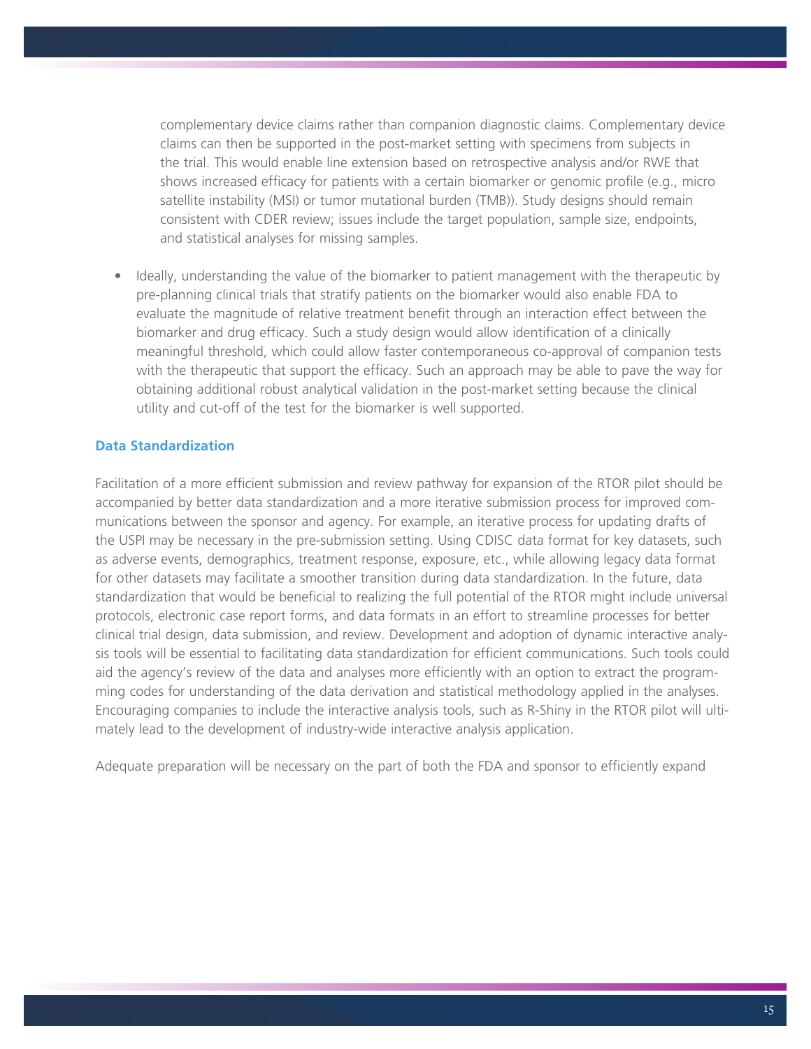complementary device claims rather than companion diagnostic claims. Complementary device claims can then be supported in the post-market setting with specimens from subjects in the trial. This would enable line extension based on retrospective analysis and/or RWE that shows increased efficacy for patients with a certain biomarker or genomic profile (e.g., micro satellite instability (MSI) or tumor mutational burden (TMB)). Study designs should remain consistent with CDER review; issues include the target population, sample size, endpoints, and statistical analyses for missing samples.

- Ideally, understanding the value of the biomarker to patient management with the therapeutic by pre-planning clinical trials that stratify patients on the biomarker would also enable FDA to evaluate the magnitude of relative treatment benefit through an interaction effect between the biomarker and drug efficacy. Such a study design would allow identification of a clinically meaningful threshold, which could allow faster contemporaneous co-approval of companion tests with the therapeutic that support the efficacy. Such an approach may be able to pave the way for obtaining additional robust analytical validation in the post-market setting because the clinical utility and cut-off of the test for the biomarker is well supported.

### Data Standardization

Facilitation of a more efficient submission and review pathway for expansion of the RTOR pilot should be accompanied by better data standardization and a more iterative submission process for improved communications between the sponsor and agency. For example, an iterative process for updating drafts of the USPI may be necessary in the pre-submission setting. Using CDISC data format for key datasets, such as adverse events, demographics, treatment response, exposure, etc., while allowing legacy data format for other datasets may facilitate a smoother transition during data standardization. In the future, data standardization that would be beneficial to realizing the full potential of the RTOR might include universal protocols, electronic case report forms, and data formats in an effort to streamline processes for better clinical trial design, data submission, and review. Development and adoption of dynamic interactive analysis tools will be essential to facilitating data standardization for efficient communications. Such tools could aid the agency's review of the data and analyses more efficiently with an option to extract the programming codes for understanding of the data derivation and statistical methodology applied in the analyses. Encouraging companies to include the interactive analysis tools, such as R-Shiny in the RTOR pilot will ultimately lead to the development of industry-wide interactive analysis application.

Adequate preparation will be necessary on the part of both the FDA and sponsor to efficiently expand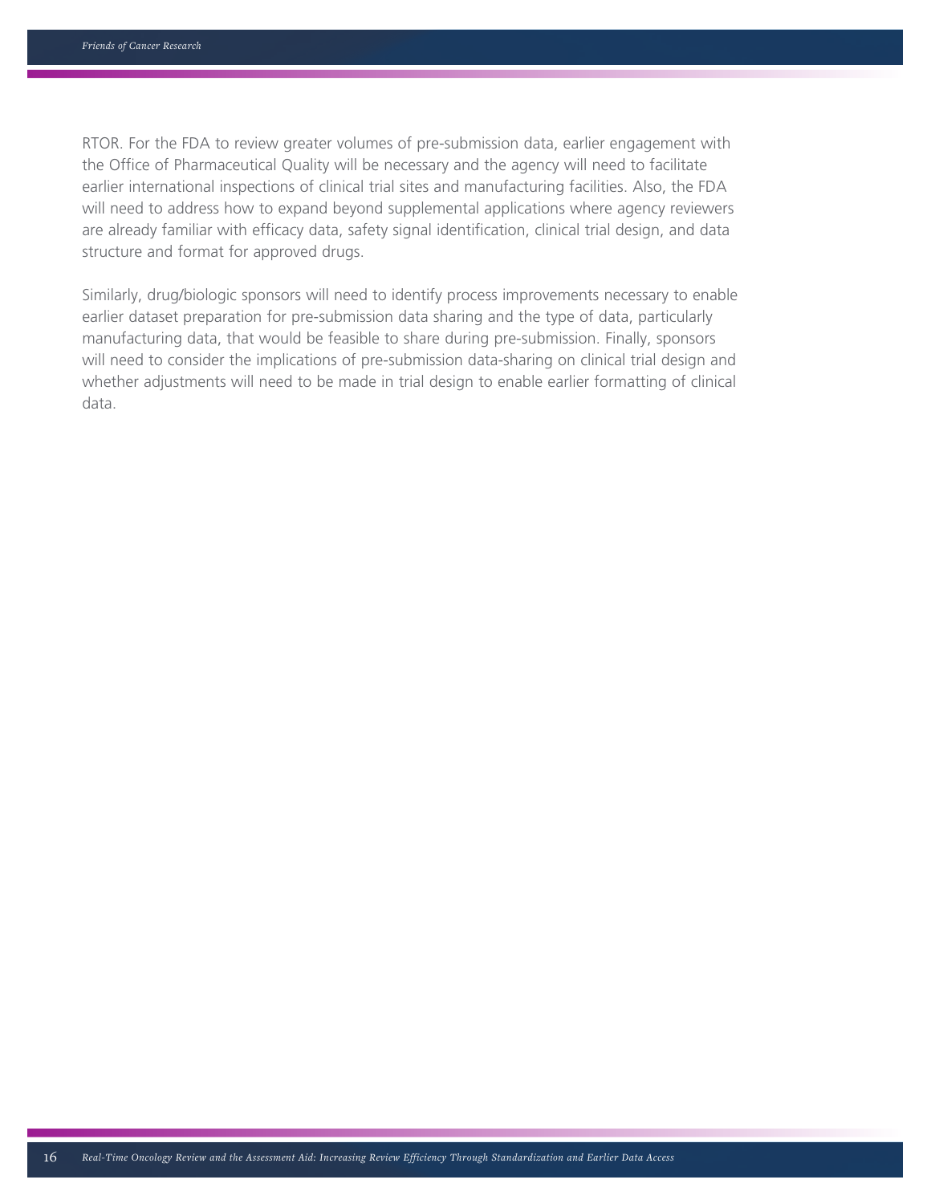RTOR. For the FDA to review greater volumes of pre-submission data, earlier engagement with the Office of Pharmaceutical Quality will be necessary and the agency will need to facilitate earlier international inspections of clinical trial sites and manufacturing facilities. Also, the FDA will need to address how to expand beyond supplemental applications where agency reviewers are already familiar with efficacy data, safety signal identification, clinical trial design, and data structure and format for approved drugs.

Similarly, drug/biologic sponsors will need to identify process improvements necessary to enable earlier dataset preparation for pre-submission data sharing and the type of data, particularly manufacturing data, that would be feasible to share during pre-submission. Finally, sponsors will need to consider the implications of pre-submission data-sharing on clinical trial design and whether adjustments will need to be made in trial design to enable earlier formatting of clinical data.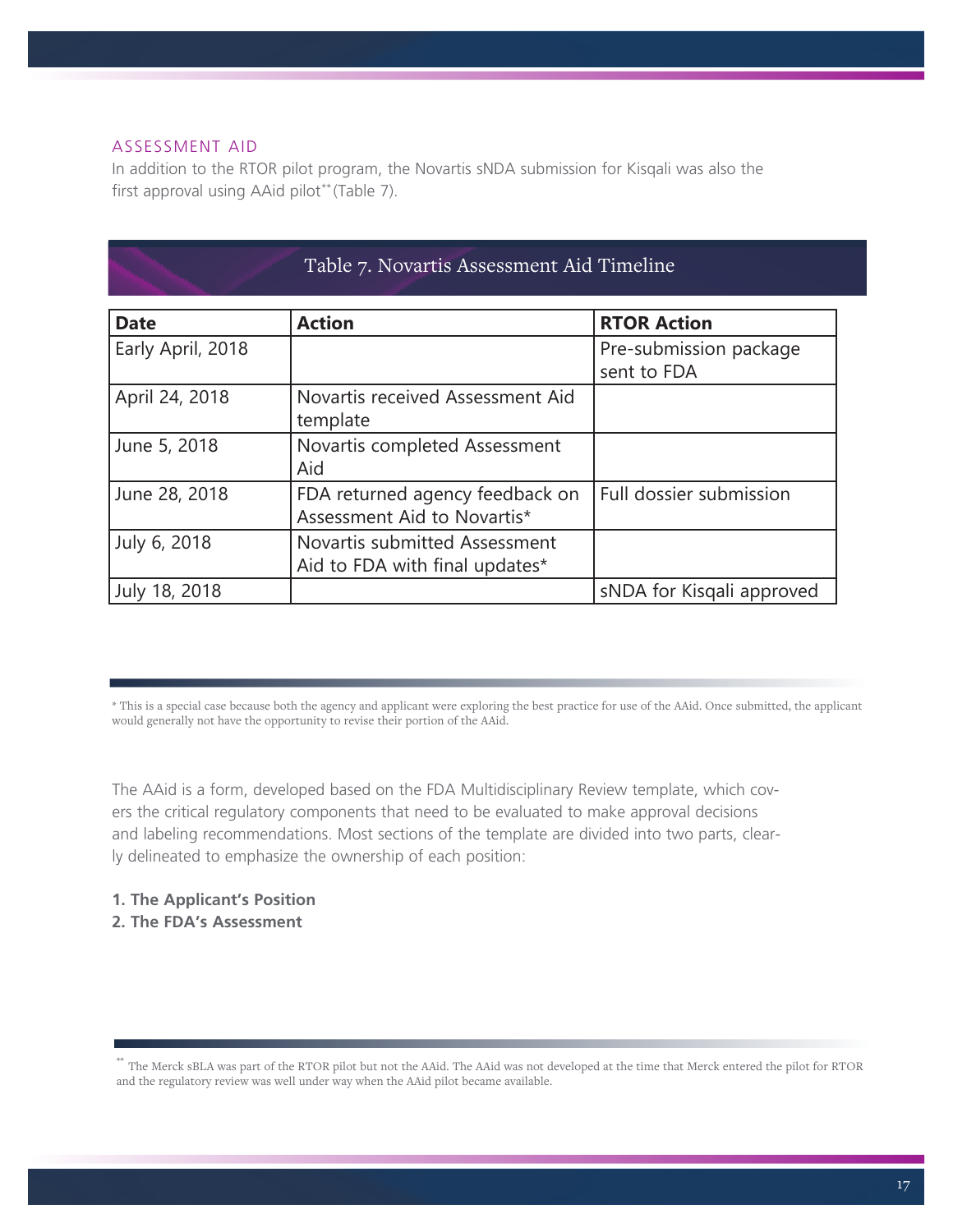## ASSESSMENT AID

In addition to the RTOR pilot program, the Novartis sNDA submission for Kisqali was also the first approval using AAid pilot** (Table 7).

Table 7. Novartis Assessment Aid Timeline

| Date | Action | RTOR Action |
|---|---|---|
| Early April, 2018 | | Pre-submission package sent to FDA |
| April 24, 2018 | Novartis received Assessment Aid template | |
| June 5, 2018 | Novartis completed Assessment Aid | |
| June 28, 2018 | FDA returned agency feedback on Assessment Aid to Novartis* | Full dossier submission |
| July 6, 2018 | Novartis submitted Assessment Aid to FDA with final updates* | |
| July 18, 2018 | | sNDA for Kisqali approved |

\* This is a special case because both the agency and applicant were exploring the best practice for use of the AAid. Once submitted, the applicant would generally not have the opportunity to revise their portion of the AAid.

The AAid is a form, developed based on the FDA Multidisciplinary Review template, which covers the critical regulatory components that need to be evaluated to make approval decisions and labeling recommendations. Most sections of the template are divided into two parts, clearly delineated to emphasize the ownership of each position:

**1. The Applicant's Position**
**2. The FDA's Assessment**

** The Merck sBLA was part of the RTOR pilot but not the AAid. The AAid was not developed at the time that Merck entered the pilot for RTOR and the regulatory review was well under way when the AAid pilot became available.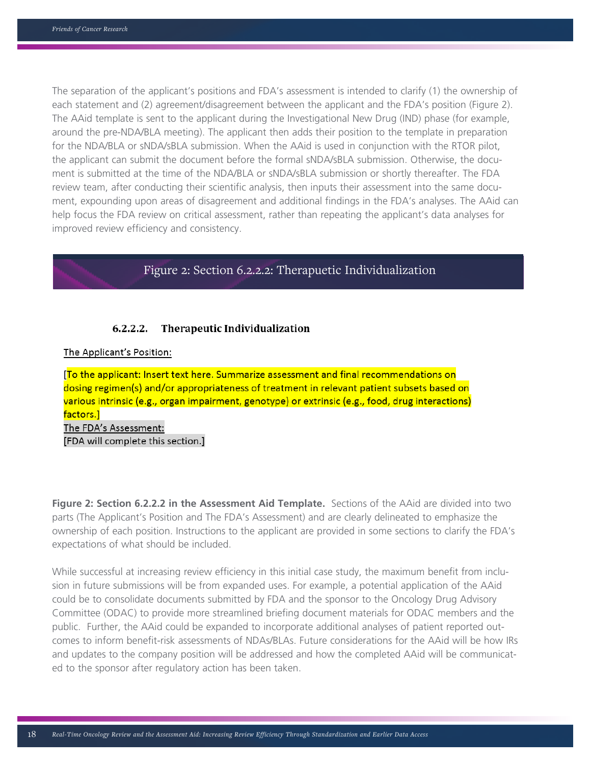The separation of the applicant's positions and FDA's assessment is intended to clarify (1) the ownership of each statement and (2) agreement/disagreement between the applicant and the FDA's position (Figure 2). The AAid template is sent to the applicant during the Investigational New Drug (IND) phase (for example, around the pre-NDA/BLA meeting). The applicant then adds their position to the template in preparation for the NDA/BLA or sNDA/sBLA submission. When the AAid is used in conjunction with the RTOR pilot, the applicant can submit the document before the formal sNDA/sBLA submission. Otherwise, the document is submitted at the time of the NDA/BLA or sNDA/sBLA submission or shortly thereafter. The FDA review team, after conducting their scientific analysis, then inputs their assessment into the same document, expounding upon areas of disagreement and additional findings in the FDA's analyses. The AAid can help focus the FDA review on critical assessment, rather than repeating the applicant's data analyses for improved review efficiency and consistency.

## Figure 2: Section 6.2.2.2: Therapuetic Individualization

### 6.2.2.2. Therapeutic Individualization

The Applicant's Position:

[To the applicant: Insert text here. Summarize assessment and final recommendations on dosing regimen(s) and/or appropriateness of treatment in relevant patient subsets based on various intrinsic (e.g., organ impairment, genotype) or extrinsic (e.g., food, drug interactions) factors.]

The FDA's Assessment:

[FDA will complete this section.]

**Figure 2: Section 6.2.2.2 in the Assessment Aid Template.** Sections of the AAid are divided into two parts (The Applicant's Position and The FDA's Assessment) and are clearly delineated to emphasize the ownership of each position. Instructions to the applicant are provided in some sections to clarify the FDA's expectations of what should be included.

While successful at increasing review efficiency in this initial case study, the maximum benefit from inclusion in future submissions will be from expanded uses. For example, a potential application of the AAid could be to consolidate documents submitted by FDA and the sponsor to the Oncology Drug Advisory Committee (ODAC) to provide more streamlined briefing document materials for ODAC members and the public. Further, the AAid could be expanded to incorporate additional analyses of patient reported outcomes to inform benefit-risk assessments of NDAs/BLAs. Future considerations for the AAid will be how IRs and updates to the company position will be addressed and how the completed AAid will be communicated to the sponsor after regulatory action has been taken.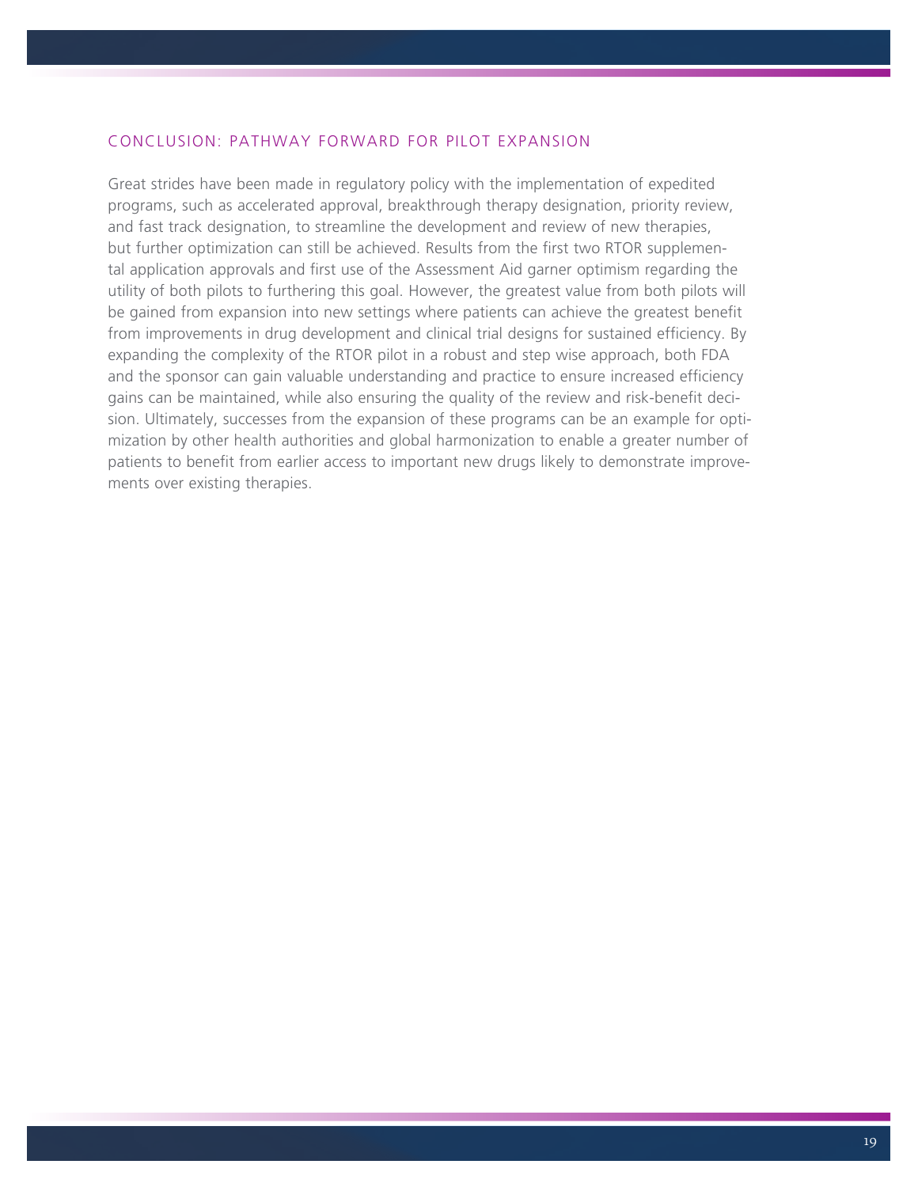## CONCLUSION: PATHWAY FORWARD FOR PILOT EXPANSION

Great strides have been made in regulatory policy with the implementation of expedited programs, such as accelerated approval, breakthrough therapy designation, priority review, and fast track designation, to streamline the development and review of new therapies, but further optimization can still be achieved. Results from the first two RTOR supplemental application approvals and first use of the Assessment Aid garner optimism regarding the utility of both pilots to furthering this goal. However, the greatest value from both pilots will be gained from expansion into new settings where patients can achieve the greatest benefit from improvements in drug development and clinical trial designs for sustained efficiency. By expanding the complexity of the RTOR pilot in a robust and step wise approach, both FDA and the sponsor can gain valuable understanding and practice to ensure increased efficiency gains can be maintained, while also ensuring the quality of the review and risk-benefit decision. Ultimately, successes from the expansion of these programs can be an example for optimization by other health authorities and global harmonization to enable a greater number of patients to benefit from earlier access to important new drugs likely to demonstrate improvements over existing therapies.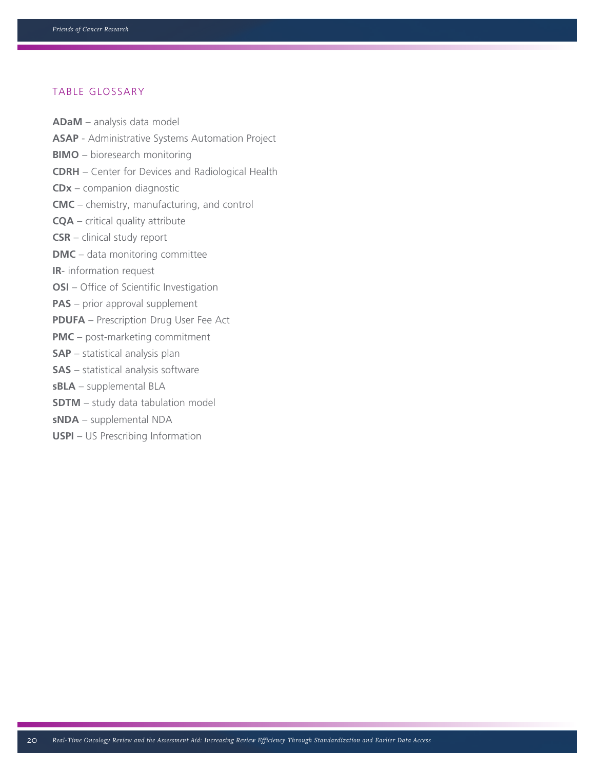## TABLE GLOSSARY

**ADaM** – analysis data model

**ASAP** - Administrative Systems Automation Project

**BIMO** – bioresearch monitoring

**CDRH** – Center for Devices and Radiological Health

**CDx** – companion diagnostic

**CMC** – chemistry, manufacturing, and control

**CQA** – critical quality attribute

**CSR** – clinical study report

**DMC** – data monitoring committee

**IR**- information request

**OSI** – Office of Scientific Investigation

**PAS** – prior approval supplement

**PDUFA** – Prescription Drug User Fee Act

**PMC** – post-marketing commitment

**SAP** – statistical analysis plan

**SAS** – statistical analysis software

**sBLA** – supplemental BLA

**SDTM** – study data tabulation model

**sNDA** – supplemental NDA

**USPI** – US Prescribing Information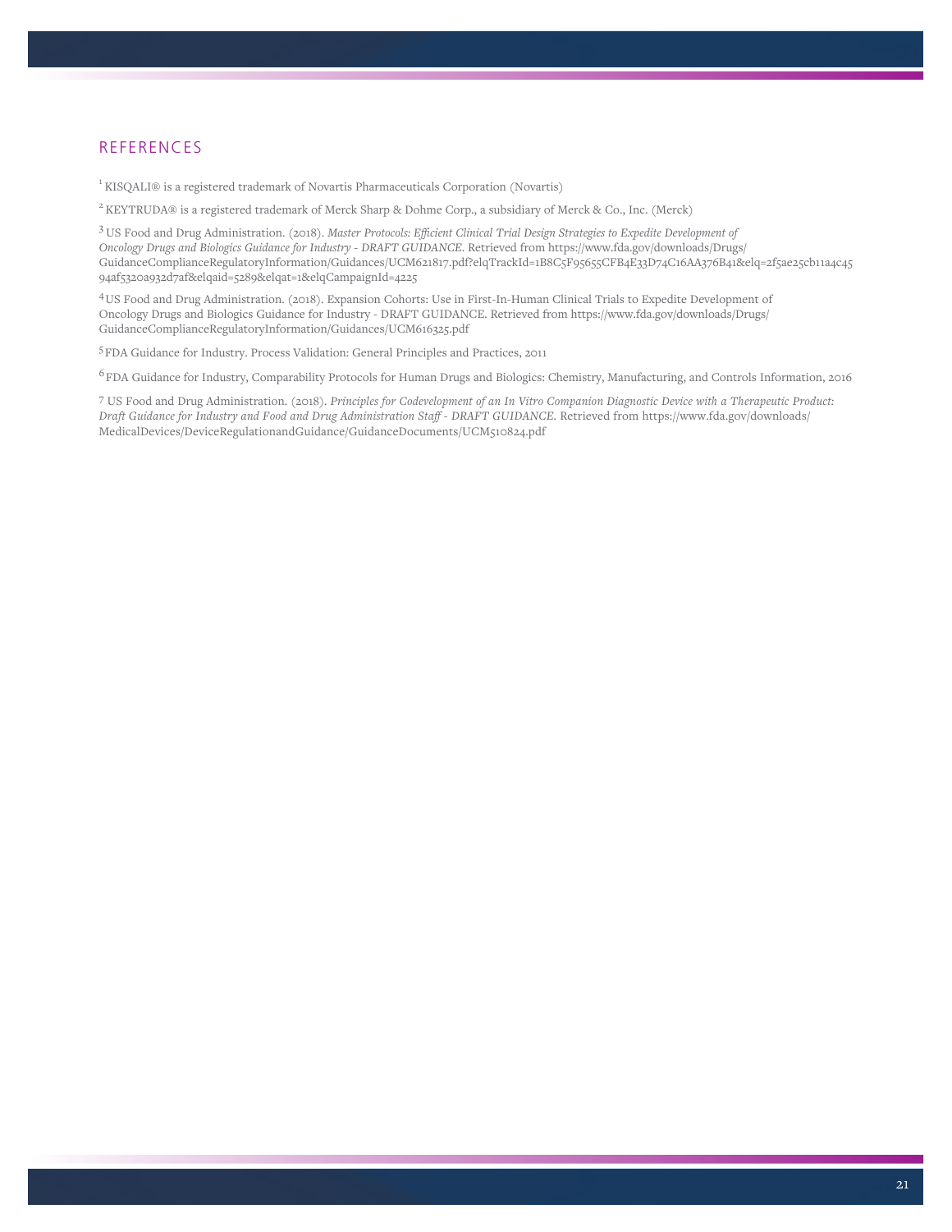## REFERENCES

[1] KISQALI® is a registered trademark of Novartis Pharmaceuticals Corporation (Novartis)

[2] KEYTRUDA® is a registered trademark of Merck Sharp & Dohme Corp., a subsidiary of Merck & Co., Inc. (Merck)

[3] US Food and Drug Administration. (2018). *Master Protocols: Efficient Clinical Trial Design Strategies to Expedite Development of Oncology Drugs and Biologics Guidance for Industry - DRAFT GUIDANCE.* Retrieved from https://www.fda.gov/downloads/Drugs/GuidanceComplianceRegulatoryInformation/Guidances/UCM621817.pdf?elqTrackId=1B8C5F95655CFB4E33D74C16AA376B41&elq=2f5ae25cb11a4c4594af5320a932d7af&elqaid=5289&elqat=1&elqCampaignId=4225

[4] US Food and Drug Administration. (2018). Expansion Cohorts: Use in First-In-Human Clinical Trials to Expedite Development of Oncology Drugs and Biologics Guidance for Industry - DRAFT GUIDANCE. Retrieved from https://www.fda.gov/downloads/Drugs/GuidanceComplianceRegulatoryInformation/Guidances/UCM616325.pdf

[5] FDA Guidance for Industry. Process Validation: General Principles and Practices, 2011

[6] FDA Guidance for Industry, Comparability Protocols for Human Drugs and Biologics: Chemistry, Manufacturing, and Controls Information, 2016

[7] US Food and Drug Administration. (2018). *Principles for Codevelopment of an In Vitro Companion Diagnostic Device with a Therapeutic Product: Draft Guidance for Industry and Food and Drug Administration Staff - DRAFT GUIDANCE.* Retrieved from https://www.fda.gov/downloads/MedicalDevices/DeviceRegulationandGuidance/GuidanceDocuments/UCM510824.pdf